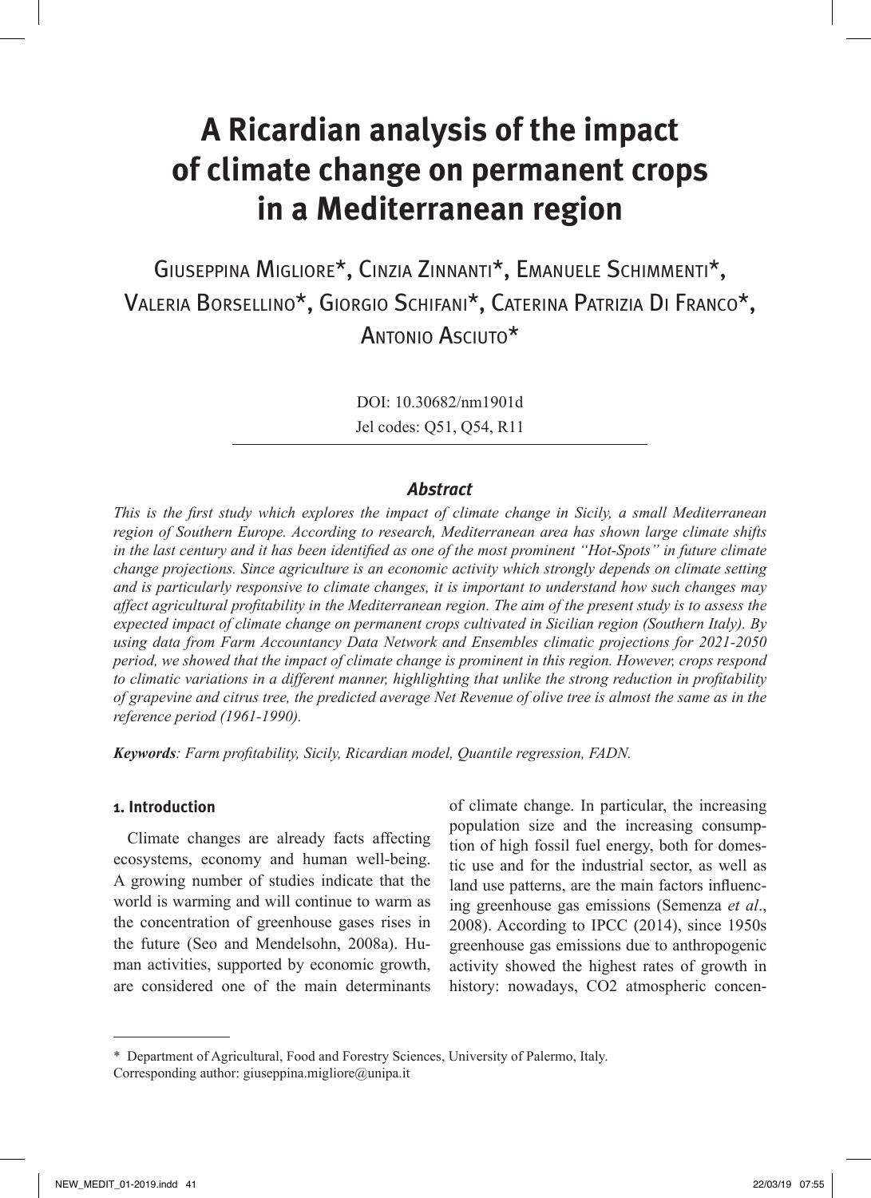# A Ricardian analysis of the impact of climate change on permanent crops in a Mediterranean region

Giuseppina Migliore*, Cinzia Zinnanti*, Emanuele Schimmenti*, Valeria Borsellino*, Giorgio Schifani*, Caterina Patrizia Di Franco*, Antonio Asciuto*

DOI: 10.30682/nm1901d
Jel codes: Q51, Q54, R11

### *Abstract*

*This is the first study which explores the impact of climate change in Sicily, a small Mediterranean region of Southern Europe. According to research, Mediterranean area has shown large climate shifts in the last century and it has been identified as one of the most prominent "Hot-Spots" in future climate change projections. Since agriculture is an economic activity which strongly depends on climate setting and is particularly responsive to climate changes, it is important to understand how such changes may affect agricultural profitability in the Mediterranean region. The aim of the present study is to assess the expected impact of climate change on permanent crops cultivated in Sicilian region (Southern Italy). By using data from Farm Accountancy Data Network and Ensembles climatic projections for 2021-2050 period, we showed that the impact of climate change is prominent in this region. However, crops respond to climatic variations in a different manner, highlighting that unlike the strong reduction in profitability of grapevine and citrus tree, the predicted average Net Revenue of olive tree is almost the same as in the reference period (1961-1990).*

***Keywords****: Farm profitability, Sicily, Ricardian model, Quantile regression, FADN.*

## 1. Introduction

Climate changes are already facts affecting ecosystems, economy and human well-being. A growing number of studies indicate that the world is warming and will continue to warm as the concentration of greenhouse gases rises in the future (Seo and Mendelsohn, 2008a). Human activities, supported by economic growth, are considered one of the main determinants of climate change. In particular, the increasing population size and the increasing consumption of high fossil fuel energy, both for domestic use and for the industrial sector, as well as land use patterns, are the main factors influencing greenhouse gas emissions (Semenza *et al*., 2008). According to IPCC (2014), since 1950s greenhouse gas emissions due to anthropogenic activity showed the highest rates of growth in history: nowadays, $CO_2$ atmospheric concen-

---

\* Department of Agricultural, Food and Forestry Sciences, University of Palermo, Italy.
Corresponding author: giuseppina.migliore@unipa.it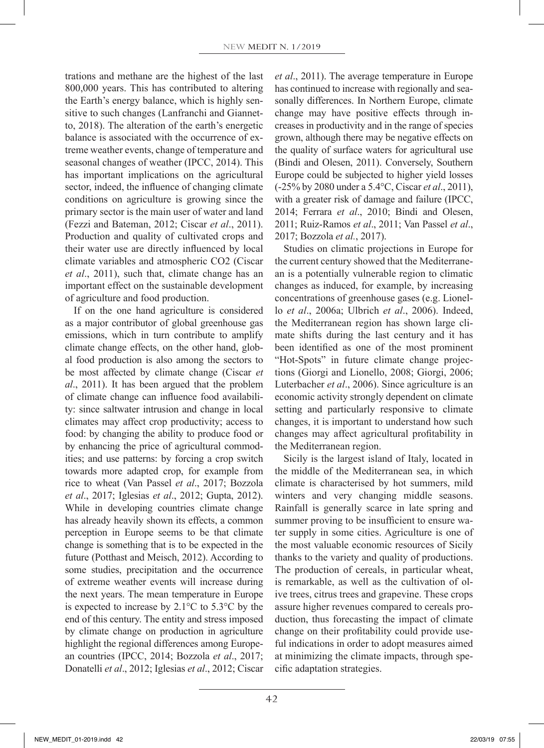trations and methane are the highest of the last 800,000 years. This has contributed to altering the Earth's energy balance, which is highly sensitive to such changes (Lanfranchi and Giannetto, 2018). The alteration of the earth's energetic balance is associated with the occurrence of extreme weather events, change of temperature and seasonal changes of weather (IPCC, 2014). This has important implications on the agricultural sector, indeed, the influence of changing climate conditions on agriculture is growing since the primary sector is the main user of water and land (Fezzi and Bateman, 2012; Ciscar *et al*., 2011). Production and quality of cultivated crops and their water use are directly influenced by local climate variables and atmospheric $CO_2$ (Ciscar *et al*., 2011), such that, climate change has an important effect on the sustainable development of agriculture and food production.

If on the one hand agriculture is considered as a major contributor of global greenhouse gas emissions, which in turn contribute to amplify climate change effects, on the other hand, global food production is also among the sectors to be most affected by climate change (Ciscar *et al*., 2011). It has been argued that the problem of climate change can influence food availability: since saltwater intrusion and change in local climates may affect crop productivity; access to food: by changing the ability to produce food or by enhancing the price of agricultural commodities; and use patterns: by forcing a crop switch towards more adapted crop, for example from rice to wheat (Van Passel *et al*., 2017; Bozzola *et al*., 2017; Iglesias *et al*., 2012; Gupta, 2012). While in developing countries climate change has already heavily shown its effects, a common perception in Europe seems to be that climate change is something that is to be expected in the future (Potthast and Meisch, 2012). According to some studies, precipitation and the occurrence of extreme weather events will increase during the next years. The mean temperature in Europe is expected to increase by 2.1°C to 5.3°C by the end of this century. The entity and stress imposed by climate change on production in agriculture highlight the regional differences among European countries (IPCC, 2014; Bozzola *et al*., 2017; Donatelli *et al*., 2012; Iglesias *et al*., 2012; Ciscar *et al*., 2011). The average temperature in Europe has continued to increase with regionally and seasonally differences. In Northern Europe, climate change may have positive effects through increases in productivity and in the range of species grown, although there may be negative effects on the quality of surface waters for agricultural use (Bindi and Olesen, 2011). Conversely, Southern Europe could be subjected to higher yield losses (-25% by 2080 under a 5.4°C, Ciscar *et al*., 2011), with a greater risk of damage and failure (IPCC, 2014; Ferrara *et al*., 2010; Bindi and Olesen, 2011; Ruiz-Ramos *et al*., 2011; Van Passel *et al*., 2017; Bozzola *et al.*, 2017).

Studies on climatic projections in Europe for the current century showed that the Mediterranean is a potentially vulnerable region to climatic changes as induced, for example, by increasing concentrations of greenhouse gases (e.g. Lionello *et al*., 2006a; Ulbrich *et al*., 2006). Indeed, the Mediterranean region has shown large climate shifts during the last century and it has been identified as one of the most prominent "Hot-Spots" in future climate change projections (Giorgi and Lionello, 2008; Giorgi, 2006; Luterbacher *et al*., 2006). Since agriculture is an economic activity strongly dependent on climate setting and particularly responsive to climate changes, it is important to understand how such changes may affect agricultural profitability in the Mediterranean region.

Sicily is the largest island of Italy, located in the middle of the Mediterranean sea, in which climate is characterised by hot summers, mild winters and very changing middle seasons. Rainfall is generally scarce in late spring and summer proving to be insufficient to ensure water supply in some cities. Agriculture is one of the most valuable economic resources of Sicily thanks to the variety and quality of productions. The production of cereals, in particular wheat, is remarkable, as well as the cultivation of olive trees, citrus trees and grapevine. These crops assure higher revenues compared to cereals production, thus forecasting the impact of climate change on their profitability could provide useful indications in order to adopt measures aimed at minimizing the climate impacts, through specific adaptation strategies.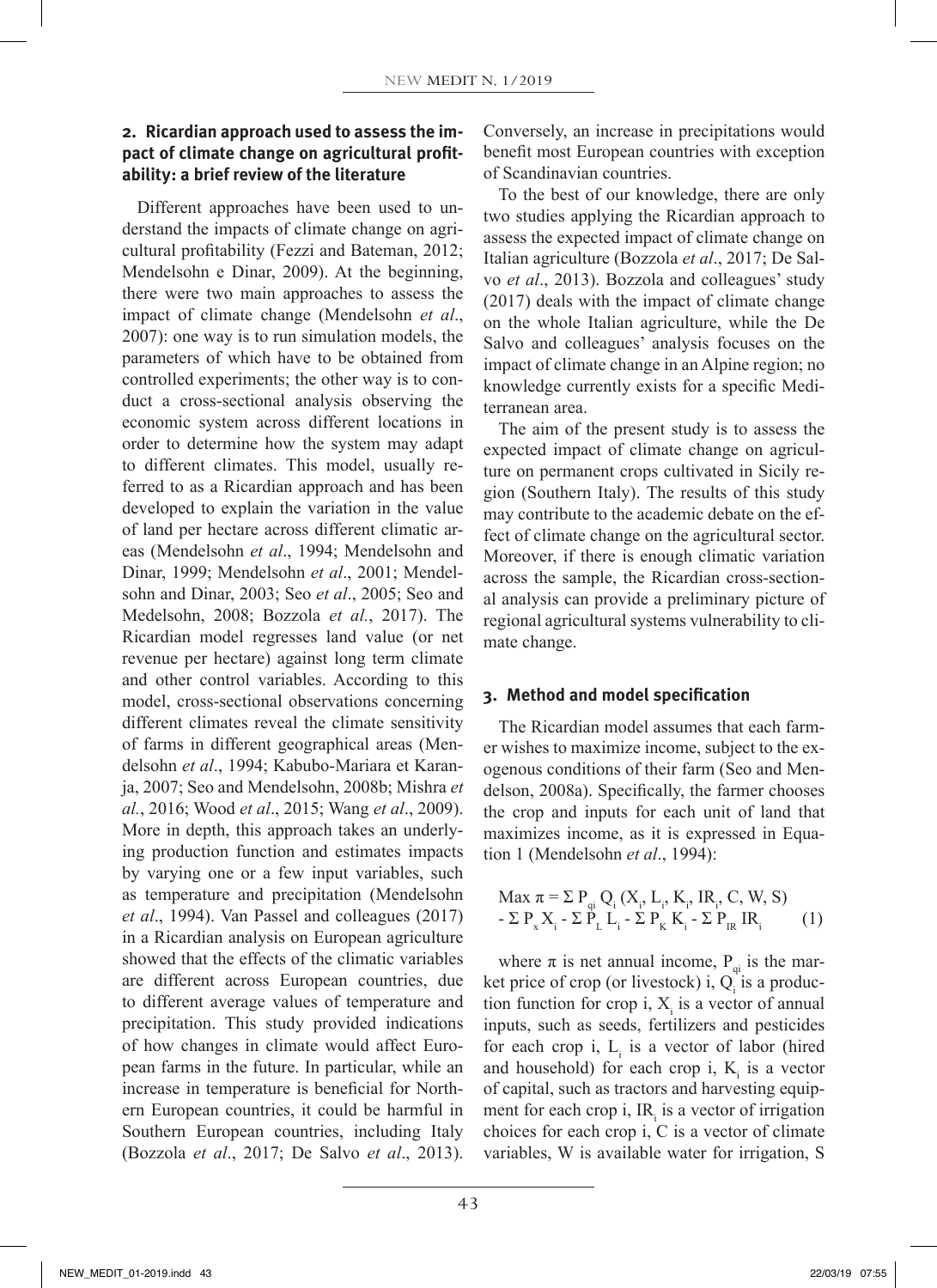## 2. Ricardian approach used to assess the impact of climate change on agricultural profitability: a brief review of the literature

Different approaches have been used to understand the impacts of climate change on agricultural profitability (Fezzi and Bateman, 2012; Mendelsohn e Dinar, 2009). At the beginning, there were two main approaches to assess the impact of climate change (Mendelsohn *et al*., 2007): one way is to run simulation models, the parameters of which have to be obtained from controlled experiments; the other way is to conduct a cross-sectional analysis observing the economic system across different locations in order to determine how the system may adapt to different climates. This model, usually referred to as a Ricardian approach and has been developed to explain the variation in the value of land per hectare across different climatic areas (Mendelsohn *et al*., 1994; Mendelsohn and Dinar, 1999; Mendelsohn *et al*., 2001; Mendelsohn and Dinar, 2003; Seo *et al*., 2005; Seo and Medelsohn, 2008; Bozzola *et al.*, 2017). The Ricardian model regresses land value (or net revenue per hectare) against long term climate and other control variables. According to this model, cross-sectional observations concerning different climates reveal the climate sensitivity of farms in different geographical areas (Mendelsohn *et al*., 1994; Kabubo-Mariara et Karanja, 2007; Seo and Mendelsohn, 2008b; Mishra *et al.*, 2016; Wood *et al*., 2015; Wang *et al*., 2009). More in depth, this approach takes an underlying production function and estimates impacts by varying one or a few input variables, such as temperature and precipitation (Mendelsohn *et al*., 1994). Van Passel and colleagues (2017) in a Ricardian analysis on European agriculture showed that the effects of the climatic variables are different across European countries, due to different average values of temperature and precipitation. This study provided indications of how changes in climate would affect European farms in the future. In particular, while an increase in temperature is beneficial for Northern European countries, it could be harmful in Southern European countries, including Italy (Bozzola *et al*., 2017; De Salvo *et al*., 2013). Conversely, an increase in precipitations would benefit most European countries with exception of Scandinavian countries.

To the best of our knowledge, there are only two studies applying the Ricardian approach to assess the expected impact of climate change on Italian agriculture (Bozzola *et al*., 2017; De Salvo *et al*., 2013). Bozzola and colleagues' study (2017) deals with the impact of climate change on the whole Italian agriculture, while the De Salvo and colleagues' analysis focuses on the impact of climate change in an Alpine region; no knowledge currently exists for a specific Mediterranean area.

The aim of the present study is to assess the expected impact of climate change on agriculture on permanent crops cultivated in Sicily region (Southern Italy). The results of this study may contribute to the academic debate on the effect of climate change on the agricultural sector. Moreover, if there is enough climatic variation across the sample, the Ricardian cross-sectional analysis can provide a preliminary picture of regional agricultural systems vulnerability to climate change.

## 3. Method and model specification

The Ricardian model assumes that each farmer wishes to maximize income, subject to the exogenous conditions of their farm (Seo and Mendelson, 2008a). Specifically, the farmer chooses the crop and inputs for each unit of land that maximizes income, as it is expressed in Equation 1 (Mendelsohn *et al*., 1994):

$$\text{Max } \pi = \Sigma P_{qi} Q_i (X_i, L_i, K_i, IR_i, C, W, S) - \Sigma P_x X_i - \Sigma P_L L_i - \Sigma P_K K_i - \Sigma P_{IR} IR_i \quad (1)$$

where $\pi$ is net annual income, $P_{qi}$ is the market price of crop (or livestock) i, $Q_i$ is a production function for crop i, $X_i$ is a vector of annual inputs, such as seeds, fertilizers and pesticides for each crop i, $L_i$ is a vector of labor (hired and household) for each crop i, $K_i$ is a vector of capital, such as tractors and harvesting equipment for each crop i, $IR_i$ is a vector of irrigation choices for each crop i, C is a vector of climate variables, W is available water for irrigation, S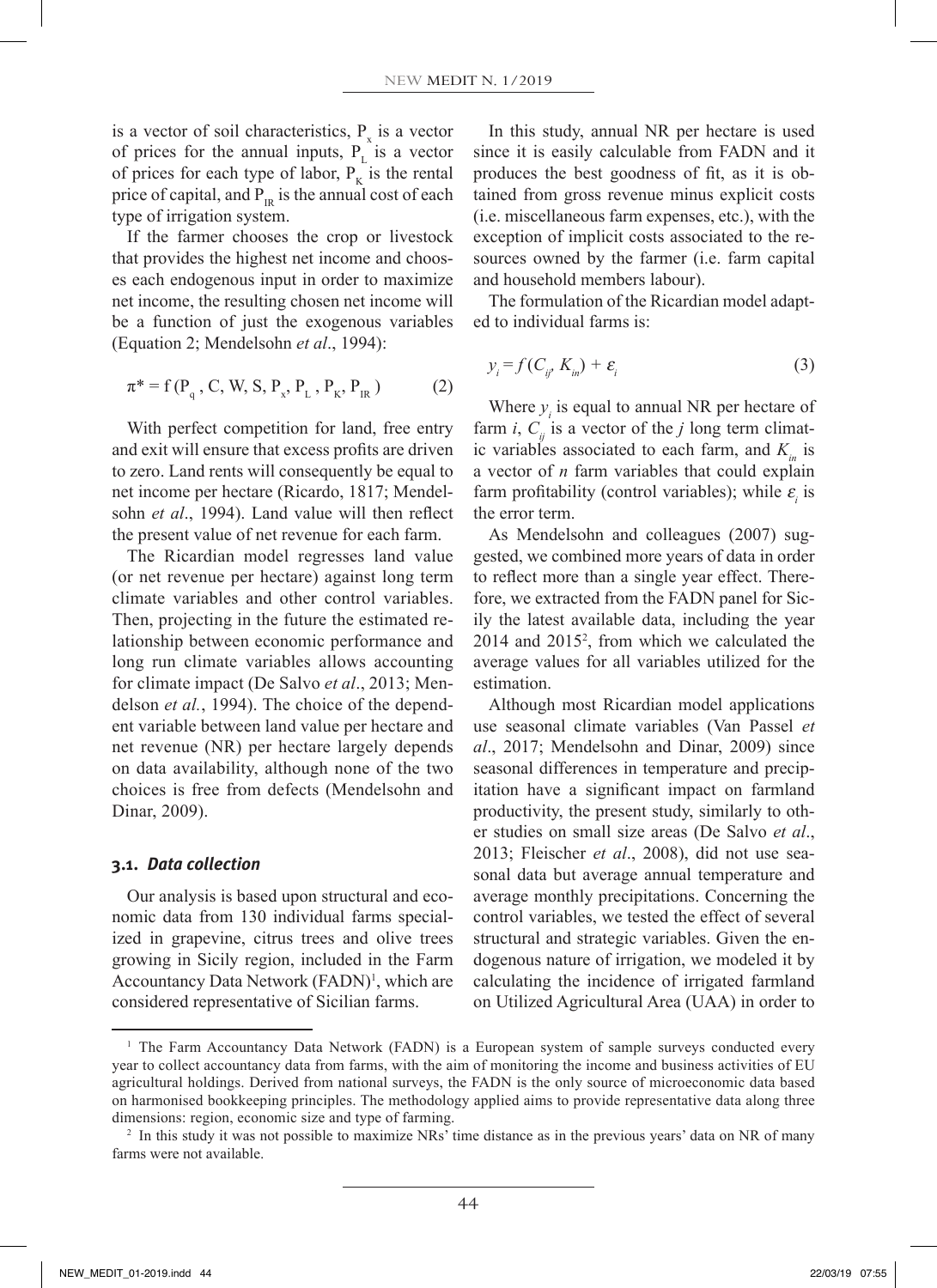is a vector of soil characteristics, $P_x$ is a vector of prices for the annual inputs, $P_L$ is a vector of prices for each type of labor, $P_K$ is the rental price of capital, and $P_{IR}$ is the annual cost of each type of irrigation system.

If the farmer chooses the crop or livestock that provides the highest net income and chooses each endogenous input in order to maximize net income, the resulting chosen net income will be a function of just the exogenous variables (Equation 2; Mendelsohn *et al*., 1994):

$$\pi^* = f(P_q, C, W, S, P_x, P_L, P_K, P_{IR}) \tag{2}$$

With perfect competition for land, free entry and exit will ensure that excess profits are driven to zero. Land rents will consequently be equal to net income per hectare (Ricardo, 1817; Mendelsohn *et al*., 1994). Land value will then reflect the present value of net revenue for each farm.

The Ricardian model regresses land value (or net revenue per hectare) against long term climate variables and other control variables. Then, projecting in the future the estimated relationship between economic performance and long run climate variables allows accounting for climate impact (De Salvo *et al*., 2013; Mendelson *et al.*, 1994). The choice of the dependent variable between land value per hectare and net revenue (NR) per hectare largely depends on data availability, although none of the two choices is free from defects (Mendelsohn and Dinar, 2009).

### 3.1. *Data collection*

Our analysis is based upon structural and economic data from 130 individual farms specialized in grapevine, citrus trees and olive trees growing in Sicily region, included in the Farm Accountancy Data Network (FADN)[1], which are considered representative of Sicilian farms.

In this study, annual NR per hectare is used since it is easily calculable from FADN and it produces the best goodness of fit, as it is obtained from gross revenue minus explicit costs (i.e. miscellaneous farm expenses, etc.), with the exception of implicit costs associated to the resources owned by the farmer (i.e. farm capital and household members labour).

The formulation of the Ricardian model adapted to individual farms is:

$$y_i = f(C_{ij}, K_{in}) + \varepsilon_i \tag{3}$$

Where $y_i$ is equal to annual NR per hectare of farm $i$, $C_{ij}$ is a vector of the $j$ long term climatic variables associated to each farm, and $K_{in}$ is a vector of $n$ farm variables that could explain farm profitability (control variables); while $\varepsilon_i$ is the error term.

As Mendelsohn and colleagues (2007) suggested, we combined more years of data in order to reflect more than a single year effect. Therefore, we extracted from the FADN panel for Sicily the latest available data, including the year 2014 and 2015[2], from which we calculated the average values for all variables utilized for the estimation.

Although most Ricardian model applications use seasonal climate variables (Van Passel *et al*., 2017; Mendelsohn and Dinar, 2009) since seasonal differences in temperature and precipitation have a significant impact on farmland productivity, the present study, similarly to other studies on small size areas (De Salvo *et al*., 2013; Fleischer *et al*., 2008), did not use seasonal data but average annual temperature and average monthly precipitations. Concerning the control variables, we tested the effect of several structural and strategic variables. Given the endogenous nature of irrigation, we modeled it by calculating the incidence of irrigated farmland on Utilized Agricultural Area (UAA) in order to

---

[1] The Farm Accountancy Data Network (FADN) is a European system of sample surveys conducted every year to collect accountancy data from farms, with the aim of monitoring the income and business activities of EU agricultural holdings. Derived from national surveys, the FADN is the only source of microeconomic data based on harmonised bookkeeping principles. The methodology applied aims to provide representative data along three dimensions: region, economic size and type of farming.

[2] In this study it was not possible to maximize NRs' time distance as in the previous years' data on NR of many farms were not available.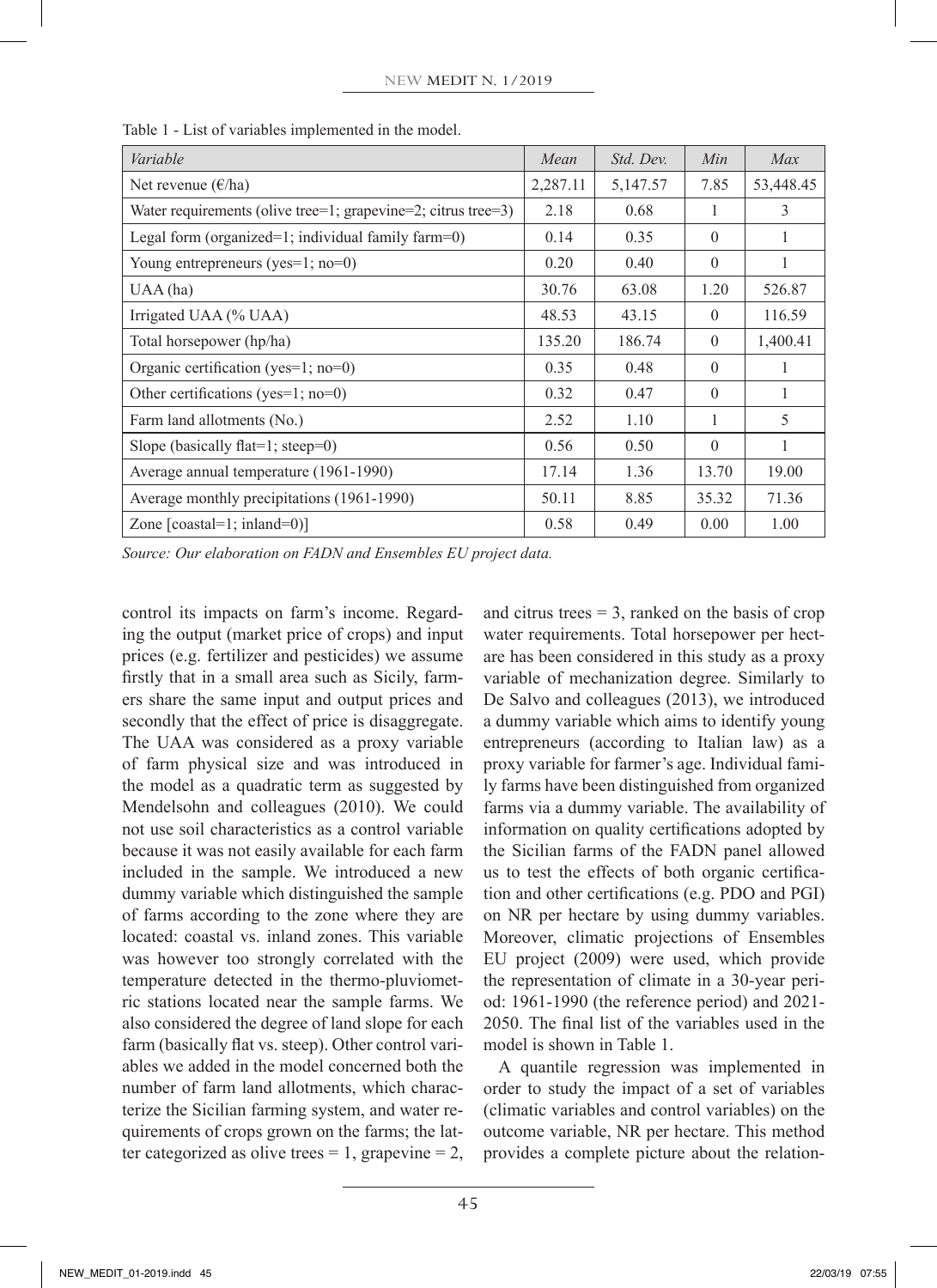Table 1 - List of variables implemented in the model.

| *Variable* | *Mean* | *Std. Dev.* | *Min* | *Max* |
|---|---|---|---|---|
| Net revenue (€/ha) | 2,287.11 | 5,147.57 | 7.85 | 53,448.45 |
| Water requirements (olive tree=1; grapevine=2; citrus tree=3) | 2.18 | 0.68 | 1 | 3 |
| Legal form (organized=1; individual family farm=0) | 0.14 | 0.35 | 0 | 1 |
| Young entrepreneurs (yes=1; no=0) | 0.20 | 0.40 | 0 | 1 |
| UAA (ha) | 30.76 | 63.08 | 1.20 | 526.87 |
| Irrigated UAA (% UAA) | 48.53 | 43.15 | 0 | 116.59 |
| Total horsepower (hp/ha) | 135.20 | 186.74 | 0 | 1,400.41 |
| Organic certification (yes=1; no=0) | 0.35 | 0.48 | 0 | 1 |
| Other certifications (yes=1; no=0) | 0.32 | 0.47 | 0 | 1 |
| Farm land allotments (No.) | 2.52 | 1.10 | 1 | 5 |
| Slope (basically flat=1; steep=0) | 0.56 | 0.50 | 0 | 1 |
| Average annual temperature (1961-1990) | 17.14 | 1.36 | 13.70 | 19.00 |
| Average monthly precipitations (1961-1990) | 50.11 | 8.85 | 35.32 | 71.36 |
| Zone [coastal=1; inland=0)] | 0.58 | 0.49 | 0.00 | 1.00 |

*Source: Our elaboration on FADN and Ensembles EU project data.*

control its impacts on farm's income. Regarding the output (market price of crops) and input prices (e.g. fertilizer and pesticides) we assume firstly that in a small area such as Sicily, farmers share the same input and output prices and secondly that the effect of price is disaggregate. The UAA was considered as a proxy variable of farm physical size and was introduced in the model as a quadratic term as suggested by Mendelsohn and colleagues (2010). We could not use soil characteristics as a control variable because it was not easily available for each farm included in the sample. We introduced a new dummy variable which distinguished the sample of farms according to the zone where they are located: coastal vs. inland zones. This variable was however too strongly correlated with the temperature detected in the thermo-pluviometric stations located near the sample farms. We also considered the degree of land slope for each farm (basically flat vs. steep). Other control variables we added in the model concerned both the number of farm land allotments, which characterize the Sicilian farming system, and water requirements of crops grown on the farms; the latter categorized as olive trees = 1, grapevine = 2, and citrus trees = 3, ranked on the basis of crop water requirements. Total horsepower per hectare has been considered in this study as a proxy variable of mechanization degree. Similarly to De Salvo and colleagues (2013), we introduced a dummy variable which aims to identify young entrepreneurs (according to Italian law) as a proxy variable for farmer's age. Individual family farms have been distinguished from organized farms via a dummy variable. The availability of information on quality certifications adopted by the Sicilian farms of the FADN panel allowed us to test the effects of both organic certification and other certifications (e.g. PDO and PGI) on NR per hectare by using dummy variables. Moreover, climatic projections of Ensembles EU project (2009) were used, which provide the representation of climate in a 30-year period: 1961-1990 (the reference period) and 2021-2050. The final list of the variables used in the model is shown in Table 1.

A quantile regression was implemented in order to study the impact of a set of variables (climatic variables and control variables) on the outcome variable, NR per hectare. This method provides a complete picture about the relation-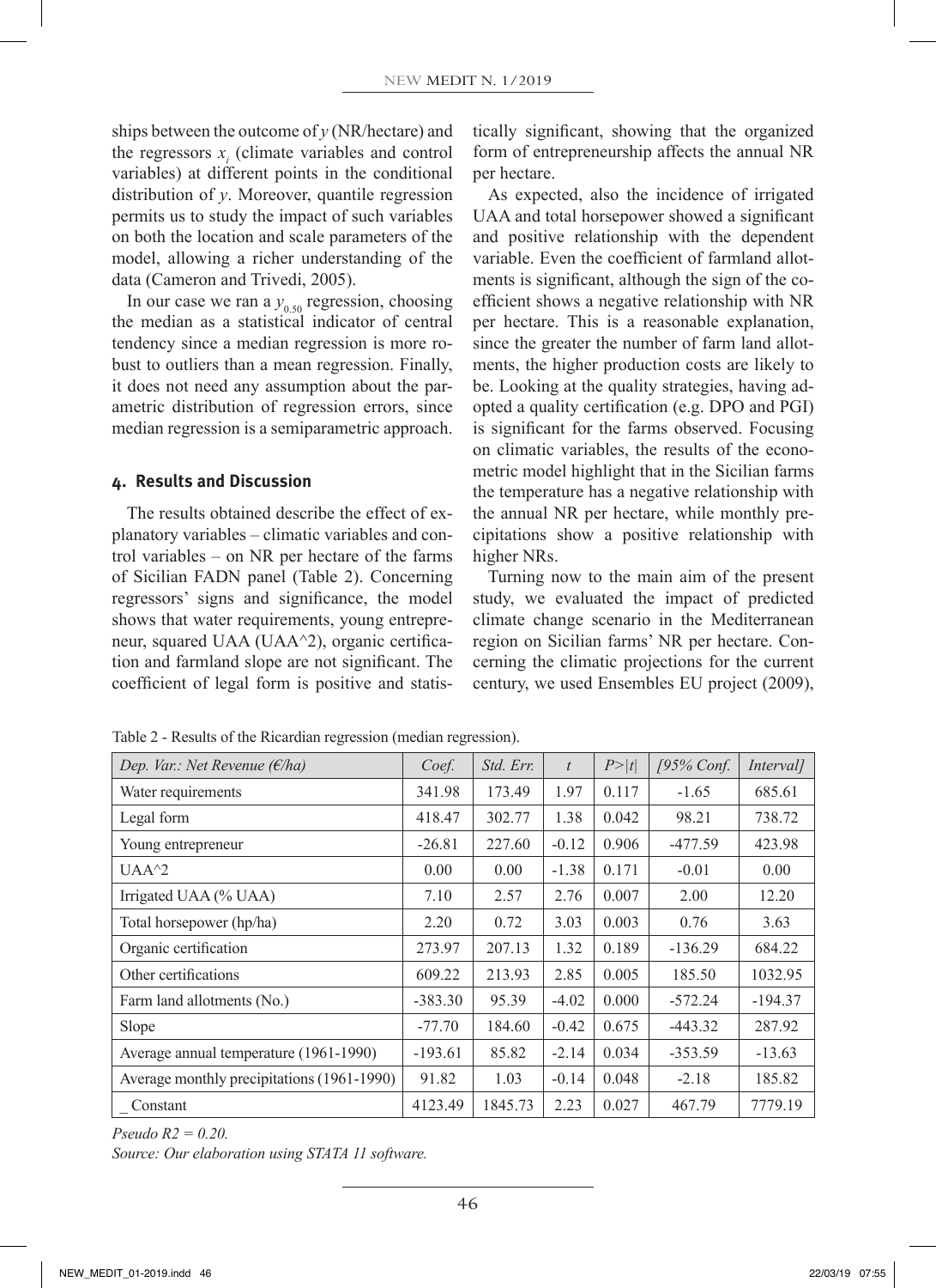ships between the outcome of $y$ (NR/hectare) and the regressors $x_i$ (climate variables and control variables) at different points in the conditional distribution of $y$. Moreover, quantile regression permits us to study the impact of such variables on both the location and scale parameters of the model, allowing a richer understanding of the data (Cameron and Trivedi, 2005).

In our case we ran a $y_{0.50}$ regression, choosing the median as a statistical indicator of central tendency since a median regression is more robust to outliers than a mean regression. Finally, it does not need any assumption about the parametric distribution of regression errors, since median regression is a semiparametric approach.

## 4. Results and Discussion

The results obtained describe the effect of explanatory variables – climatic variables and control variables – on NR per hectare of the farms of Sicilian FADN panel (Table 2). Concerning regressors' signs and significance, the model shows that water requirements, young entrepreneur, squared UAA (UAA^2), organic certification and farmland slope are not significant. The coefficient of legal form is positive and statistically significant, showing that the organized form of entrepreneurship affects the annual NR per hectare.

As expected, also the incidence of irrigated UAA and total horsepower showed a significant and positive relationship with the dependent variable. Even the coefficient of farmland allotments is significant, although the sign of the coefficient shows a negative relationship with NR per hectare. This is a reasonable explanation, since the greater the number of farm land allotments, the higher production costs are likely to be. Looking at the quality strategies, having adopted a quality certification (e.g. DPO and PGI) is significant for the farms observed. Focusing on climatic variables, the results of the econometric model highlight that in the Sicilian farms the temperature has a negative relationship with the annual NR per hectare, while monthly precipitations show a positive relationship with higher NRs.

Turning now to the main aim of the present study, we evaluated the impact of predicted climate change scenario in the Mediterranean region on Sicilian farms' NR per hectare. Concerning the climatic projections for the current century, we used Ensembles EU project (2009),

Table 2 - Results of the Ricardian regression (median regression).

| *Dep. Var.: Net Revenue (€/ha)* | *Coef.* | *Std. Err.* | *t* | *P>\|t\|* | *[95% Conf.* | *Interval]* |
|---|---|---|---|---|---|---|
| Water requirements | 341.98 | 173.49 | 1.97 | 0.117 | -1.65 | 685.61 |
| Legal form | 418.47 | 302.77 | 1.38 | 0.042 | 98.21 | 738.72 |
| Young entrepreneur | -26.81 | 227.60 | -0.12 | 0.906 | -477.59 | 423.98 |
| UAA^2 | 0.00 | 0.00 | -1.38 | 0.171 | -0.01 | 0.00 |
| Irrigated UAA (% UAA) | 7.10 | 2.57 | 2.76 | 0.007 | 2.00 | 12.20 |
| Total horsepower (hp/ha) | 2.20 | 0.72 | 3.03 | 0.003 | 0.76 | 3.63 |
| Organic certification | 273.97 | 207.13 | 1.32 | 0.189 | -136.29 | 684.22 |
| Other certifications | 609.22 | 213.93 | 2.85 | 0.005 | 185.50 | 1032.95 |
| Farm land allotments (No.) | -383.30 | 95.39 | -4.02 | 0.000 | -572.24 | -194.37 |
| Slope | -77.70 | 184.60 | -0.42 | 0.675 | -443.32 | 287.92 |
| Average annual temperature (1961-1990) | -193.61 | 85.82 | -2.14 | 0.034 | -353.59 | -13.63 |
| Average monthly precipitations (1961-1990) | 91.82 | 1.03 | -0.14 | 0.048 | -2.18 | 185.82 |
| _ Constant | 4123.49 | 1845.73 | 2.23 | 0.027 | 467.79 | 7779.19 |

*Pseudo R2 = 0.20.*

*Source: Our elaboration using STATA 11 software.*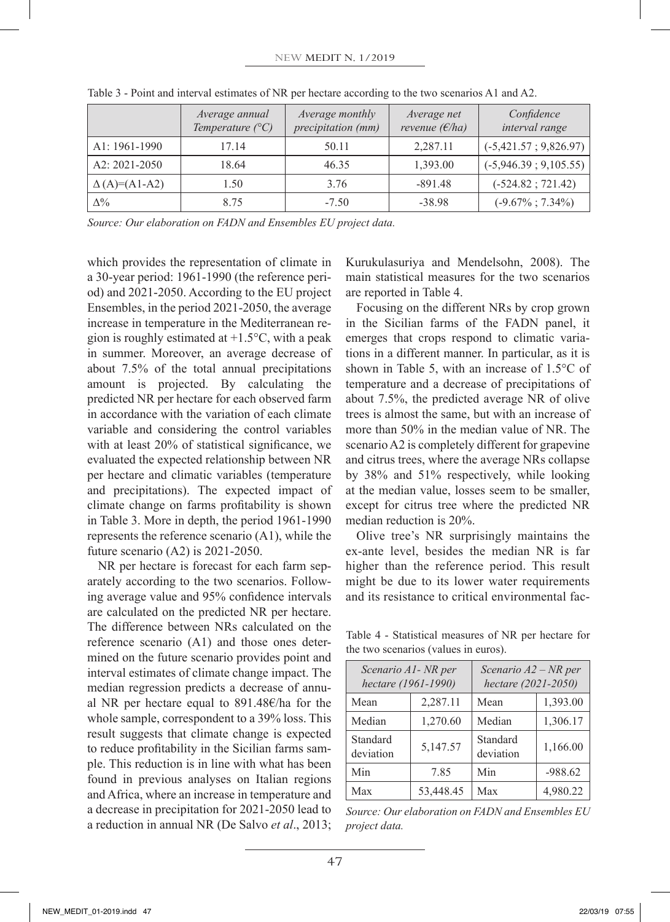Table 3 - Point and interval estimates of NR per hectare according to the two scenarios A1 and A2.

| | *Average annual Temperature (°C)* | *Average monthly precipitation (mm)* | *Average net revenue (€/ha)* | *Confidence interval range* |
|---|---|---|---|---|
| A1: 1961-1990 | 17.14 | 50.11 | 2,287.11 | (-5,421.57 ; 9,826.97) |
| A2: 2021-2050 | 18.64 | 46.35 | 1,393.00 | (-5,946.39 ; 9,105.55) |
| Δ (A)=(A1-A2) | 1.50 | 3.76 | -891.48 | (-524.82 ; 721.42) |
| Δ% | 8.75 | -7.50 | -38.98 | (-9.67% ; 7.34%) |

*Source: Our elaboration on FADN and Ensembles EU project data.*

which provides the representation of climate in a 30-year period: 1961-1990 (the reference period) and 2021-2050. According to the EU project Ensembles, in the period 2021-2050, the average increase in temperature in the Mediterranean region is roughly estimated at +1.5°C, with a peak in summer. Moreover, an average decrease of about 7.5% of the total annual precipitations amount is projected. By calculating the predicted NR per hectare for each observed farm in accordance with the variation of each climate variable and considering the control variables with at least 20% of statistical significance, we evaluated the expected relationship between NR per hectare and climatic variables (temperature and precipitations). The expected impact of climate change on farms profitability is shown in Table 3. More in depth, the period 1961-1990 represents the reference scenario (A1), while the future scenario (A2) is 2021-2050.

NR per hectare is forecast for each farm separately according to the two scenarios. Following average value and 95% confidence intervals are calculated on the predicted NR per hectare. The difference between NRs calculated on the reference scenario (A1) and those ones determined on the future scenario provides point and interval estimates of climate change impact. The median regression predicts a decrease of annual NR per hectare equal to 891.48€/ha for the whole sample, correspondent to a 39% loss. This result suggests that climate change is expected to reduce profitability in the Sicilian farms sample. This reduction is in line with what has been found in previous analyses on Italian regions and Africa, where an increase in temperature and a decrease in precipitation for 2021-2050 lead to a reduction in annual NR (De Salvo *et al*., 2013; Kurukulasuriya and Mendelsohn, 2008). The main statistical measures for the two scenarios are reported in Table 4.

Focusing on the different NRs by crop grown in the Sicilian farms of the FADN panel, it emerges that crops respond to climatic variations in a different manner. In particular, as it is shown in Table 5, with an increase of 1.5°C of temperature and a decrease of precipitations of about 7.5%, the predicted average NR of olive trees is almost the same, but with an increase of more than 50% in the median value of NR. The scenario A2 is completely different for grapevine and citrus trees, where the average NRs collapse by 38% and 51% respectively, while looking at the median value, losses seem to be smaller, except for citrus tree where the predicted NR median reduction is 20%.

Olive tree's NR surprisingly maintains the ex-ante level, besides the median NR is far higher than the reference period. This result might be due to its lower water requirements and its resistance to critical environmental fac-

Table 4 - Statistical measures of NR per hectare for the two scenarios (values in euros).

| *Scenario A1- NR per hectare (1961-1990)* | | *Scenario A2 – NR per hectare (2021-2050)* | |
|---|---|---|---|
| Mean | 2,287.11 | Mean | 1,393.00 |
| Median | 1,270.60 | Median | 1,306.17 |
| Standard deviation | 5,147.57 | Standard deviation | 1,166.00 |
| Min | 7.85 | Min | -988.62 |
| Max | 53,448.45 | Max | 4,980.22 |

*Source: Our elaboration on FADN and Ensembles EU project data.*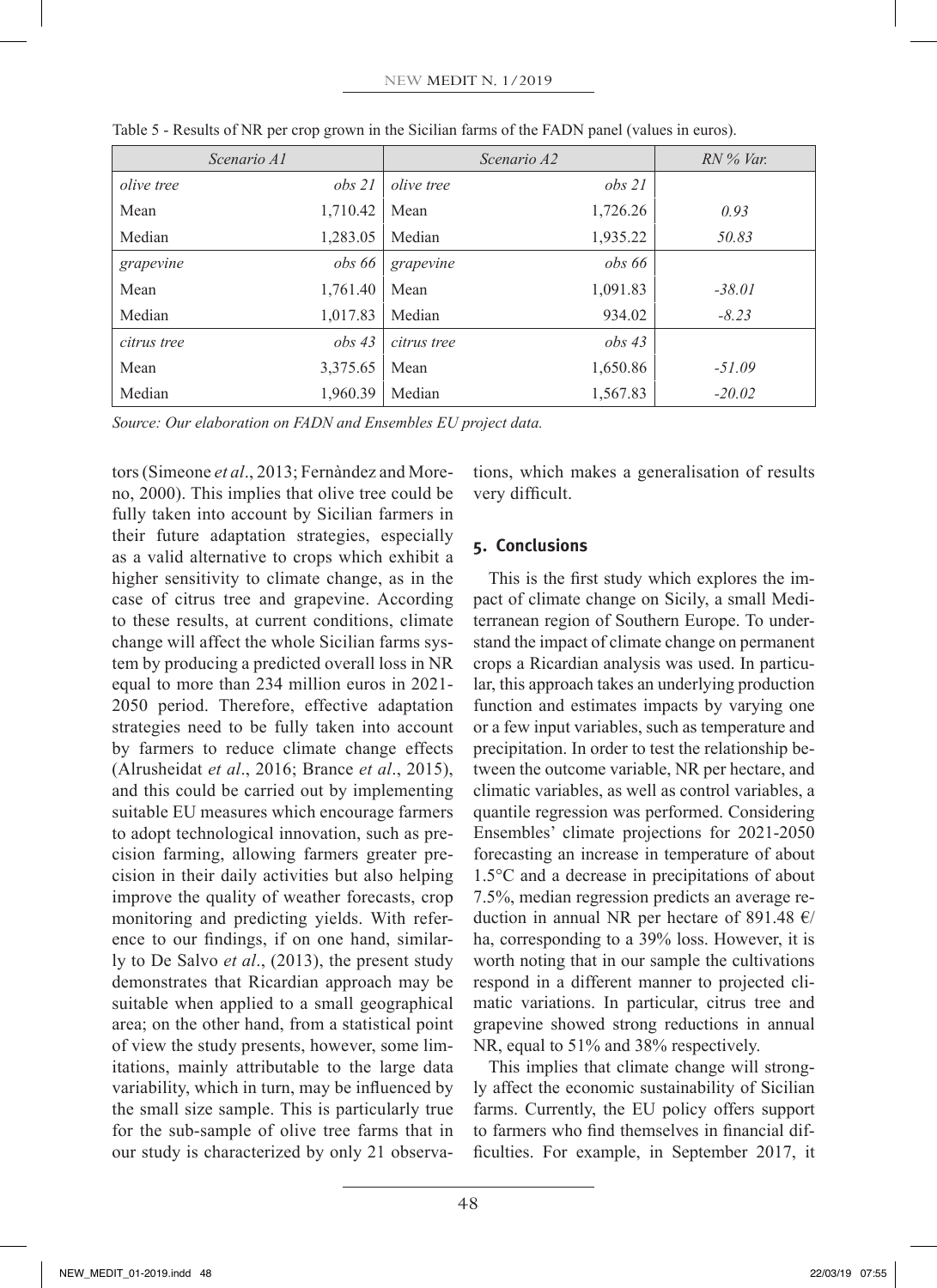Table 5 - Results of NR per crop grown in the Sicilian farms of the FADN panel (values in euros).

| *Scenario A1* | | *Scenario A2* | | *RN % Var.* |
|---|---|---|---|---|
| *olive tree* | *obs 21* | *olive tree* | *obs 21* | |
| Mean | 1,710.42 | Mean | 1,726.26 | *0.93* |
| Median | 1,283.05 | Median | 1,935.22 | *50.83* |
| *grapevine* | *obs 66* | *grapevine* | *obs 66* | |
| Mean | 1,761.40 | Mean | 1,091.83 | *-38.01* |
| Median | 1,017.83 | Median | 934.02 | *-8.23* |
| *citrus tree* | *obs 43* | *citrus tree* | *obs 43* | |
| Mean | 3,375.65 | Mean | 1,650.86 | *-51.09* |
| Median | 1,960.39 | Median | 1,567.83 | *-20.02* |

*Source: Our elaboration on FADN and Ensembles EU project data.*

tors (Simeone *et al*., 2013; Fernàndez and Moreno, 2000). This implies that olive tree could be fully taken into account by Sicilian farmers in their future adaptation strategies, especially as a valid alternative to crops which exhibit a higher sensitivity to climate change, as in the case of citrus tree and grapevine. According to these results, at current conditions, climate change will affect the whole Sicilian farms system by producing a predicted overall loss in NR equal to more than 234 million euros in 2021-2050 period. Therefore, effective adaptation strategies need to be fully taken into account by farmers to reduce climate change effects (Alrusheidat *et al*., 2016; Brance *et al*., 2015), and this could be carried out by implementing suitable EU measures which encourage farmers to adopt technological innovation, such as precision farming, allowing farmers greater precision in their daily activities but also helping improve the quality of weather forecasts, crop monitoring and predicting yields. With reference to our findings, if on one hand, similarly to De Salvo *et al*., (2013), the present study demonstrates that Ricardian approach may be suitable when applied to a small geographical area; on the other hand, from a statistical point of view the study presents, however, some limitations, mainly attributable to the large data variability, which in turn, may be influenced by the small size sample. This is particularly true for the sub-sample of olive tree farms that in our study is characterized by only 21 observations, which makes a generalisation of results very difficult.

## 5. Conclusions

This is the first study which explores the impact of climate change on Sicily, a small Mediterranean region of Southern Europe. To understand the impact of climate change on permanent crops a Ricardian analysis was used. In particular, this approach takes an underlying production function and estimates impacts by varying one or a few input variables, such as temperature and precipitation. In order to test the relationship between the outcome variable, NR per hectare, and climatic variables, as well as control variables, a quantile regression was performed. Considering Ensembles' climate projections for 2021-2050 forecasting an increase in temperature of about 1.5°C and a decrease in precipitations of about 7.5%, median regression predicts an average reduction in annual NR per hectare of 891.48 €/ha, corresponding to a 39% loss. However, it is worth noting that in our sample the cultivations respond in a different manner to projected climatic variations. In particular, citrus tree and grapevine showed strong reductions in annual NR, equal to 51% and 38% respectively.

This implies that climate change will strongly affect the economic sustainability of Sicilian farms. Currently, the EU policy offers support to farmers who find themselves in financial difficulties. For example, in September 2017, it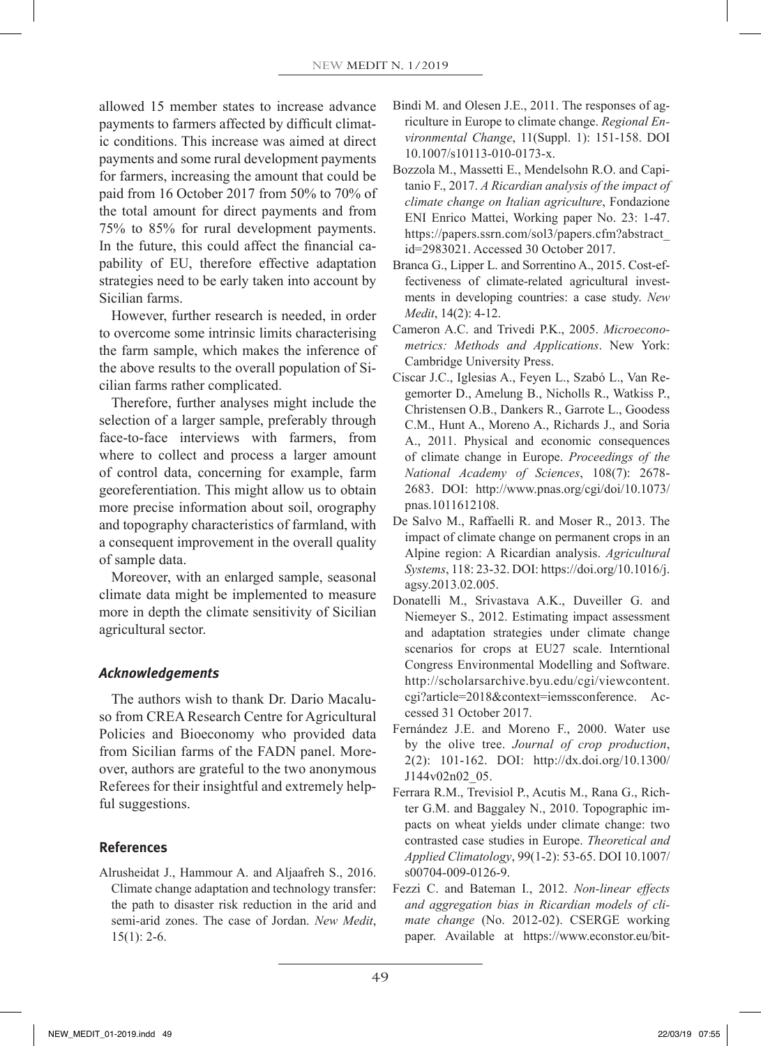allowed 15 member states to increase advance payments to farmers affected by difficult climatic conditions. This increase was aimed at direct payments and some rural development payments for farmers, increasing the amount that could be paid from 16 October 2017 from 50% to 70% of the total amount for direct payments and from 75% to 85% for rural development payments. In the future, this could affect the financial capability of EU, therefore effective adaptation strategies need to be early taken into account by Sicilian farms.

However, further research is needed, in order to overcome some intrinsic limits characterising the farm sample, which makes the inference of the above results to the overall population of Sicilian farms rather complicated.

Therefore, further analyses might include the selection of a larger sample, preferably through face-to-face interviews with farmers, from where to collect and process a larger amount of control data, concerning for example, farm georeferentiation. This might allow us to obtain more precise information about soil, orography and topography characteristics of farmland, with a consequent improvement in the overall quality of sample data.

Moreover, with an enlarged sample, seasonal climate data might be implemented to measure more in depth the climate sensitivity of Sicilian agricultural sector.

### *Acknowledgements*

The authors wish to thank Dr. Dario Macaluso from CREA Research Centre for Agricultural Policies and Bioeconomy who provided data from Sicilian farms of the FADN panel. Moreover, authors are grateful to the two anonymous Referees for their insightful and extremely helpful suggestions.

### References

Alrusheidat J., Hammour A. and Aljaafreh S., 2016. Climate change adaptation and technology transfer: the path to disaster risk reduction in the arid and semi-arid zones. The case of Jordan. *New Medit*, 15(1): 2-6.

Bindi M. and Olesen J.E., 2011. The responses of agriculture in Europe to climate change. *Regional Environmental Change*, 11(Suppl. 1): 151-158. DOI 10.1007/s10113-010-0173-x.

Bozzola M., Massetti E., Mendelsohn R.O. and Capitanio F., 2017. *A Ricardian analysis of the impact of climate change on Italian agriculture*, Fondazione ENI Enrico Mattei, Working paper No. 23: 1-47. https://papers.ssrn.com/sol3/papers.cfm?abstract_id=2983021. Accessed 30 October 2017.

Branca G., Lipper L. and Sorrentino A., 2015. Cost-effectiveness of climate-related agricultural investments in developing countries: a case study. *New Medit*, 14(2): 4-12.

Cameron A.C. and Trivedi P.K., 2005. *Microeconometrics: Methods and Applications*. New York: Cambridge University Press.

Ciscar J.C., Iglesias A., Feyen L., Szabó L., Van Regemorter D., Amelung B., Nicholls R., Watkiss P., Christensen O.B., Dankers R., Garrote L., Goodess C.M., Hunt A., Moreno A., Richards J., and Soria A., 2011. Physical and economic consequences of climate change in Europe. *Proceedings of the National Academy of Sciences*, 108(7): 2678-2683. DOI: http://www.pnas.org/cgi/doi/10.1073/pnas.1011612108.

De Salvo M., Raffaelli R. and Moser R., 2013. The impact of climate change on permanent crops in an Alpine region: A Ricardian analysis. *Agricultural Systems*, 118: 23-32. DOI: https://doi.org/10.1016/j.agsy.2013.02.005.

Donatelli M., Srivastava A.K., Duveiller G. and Niemeyer S., 2012. Estimating impact assessment and adaptation strategies under climate change scenarios for crops at EU27 scale. Interntional Congress Environmental Modelling and Software. http://scholarsarchive.byu.edu/cgi/viewcontent.cgi?article=2018&context=iemssconference. Accessed 31 October 2017.

Fernández J.E. and Moreno F., 2000. Water use by the olive tree. *Journal of crop production*, 2(2): 101-162. DOI: http://dx.doi.org/10.1300/J144v02n02_05.

Ferrara R.M., Trevisiol P., Acutis M., Rana G., Richter G.M. and Baggaley N., 2010. Topographic impacts on wheat yields under climate change: two contrasted case studies in Europe. *Theoretical and Applied Climatology*, 99(1-2): 53-65. DOI 10.1007/s00704-009-0126-9.

Fezzi C. and Bateman I., 2012. *Non-linear effects and aggregation bias in Ricardian models of climate change* (No. 2012-02). CSERGE working paper. Available at https://www.econstor.eu/bit-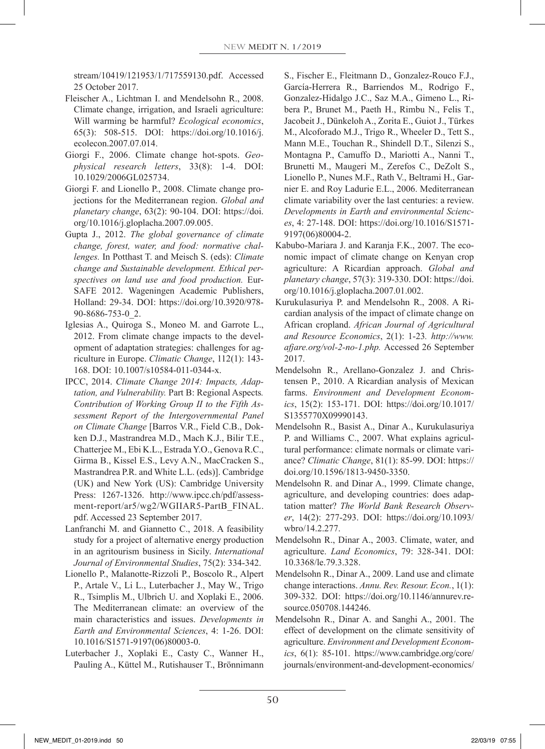stream/10419/121953/1/717559130.pdf. Accessed 25 October 2017.

Fleischer A., Lichtman I. and Mendelsohn R., 2008. Climate change, irrigation, and Israeli agriculture: Will warming be harmful? *Ecological economics*, 65(3): 508-515. DOI: https://doi.org/10.1016/j.ecolecon.2007.07.014.

Giorgi F., 2006. Climate change hot-spots. *Geophysical research letters*, 33(8): 1-4. DOI: 10.1029/2006GL025734.

Giorgi F. and Lionello P., 2008. Climate change projections for the Mediterranean region. *Global and planetary change*, 63(2): 90-104. DOI: https://doi.org/10.1016/j.gloplacha.2007.09.005.

Gupta J., 2012. *The global governance of climate change, forest, water, and food: normative challenges.* In Potthast T. and Meisch S. (eds): *Climate change and Sustainable development. Ethical perspectives on land use and food production.* Eur-SAFE 2012. Wageningen Academic Publishers, Holland: 29-34. DOI: https://doi.org/10.3920/978-90-8686-753-0_2.

Iglesias A., Quiroga S., Moneo M. and Garrote L., 2012. From climate change impacts to the development of adaptation strategies: challenges for agriculture in Europe. *Climatic Change*, 112(1): 143-168. DOI: 10.1007/s10584-011-0344-x.

IPCC, 2014. *Climate Change 2014: Impacts, Adaptation, and Vulnerability.* Part B: Regional Aspects*. Contribution of Working Group II to the Fifth Assessment Report of the Intergovernmental Panel on Climate Change* [Barros V.R., Field C.B., Dokken D.J., Mastrandrea M.D., Mach K.J., Bilir T.E., Chatterjee M., Ebi K.L., Estrada Y.O., Genova R.C., Girma B., Kissel E.S., Levy A.N., MacCracken S., Mastrandrea P.R. and White L.L. (eds)]. Cambridge (UK) and New York (US): Cambridge University Press: 1267-1326. http://www.ipcc.ch/pdf/assessment-report/ar5/wg2/WGIIAR5-PartB_FINAL.pdf. Accessed 23 September 2017.

Lanfranchi M. and Giannetto C., 2018. A feasibility study for a project of alternative energy production in an agritourism business in Sicily. *International Journal of Environmental Studies*, 75(2): 334-342.

Lionello P., Malanotte-Rizzoli P., Boscolo R., Alpert P., Artale V., Li L., Luterbacher J., May W., Trigo R., Tsimplis M., Ulbrich U. and Xoplaki E., 2006. The Mediterranean climate: an overview of the main characteristics and issues. *Developments in Earth and Environmental Sciences*, 4: 1-26. DOI: 10.1016/S1571-9197(06)80003-0.

Luterbacher J., Xoplaki E., Casty C., Wanner H., Pauling A., Küttel M., Rutishauser T., Brönnimann S., Fischer E., Fleitmann D., Gonzalez-Rouco F.J., García-Herrera R., Barriendos M., Rodrigo F., Gonzalez-Hidalgo J.C., Saz M.A., Gimeno L., Ribera P., Brunet M., Paeth H., Rimbu N., Felis T., Jacobeit J., Dünkeloh A., Zorita E., Guiot J., Türkes M., Alcoforado M.J., Trigo R., Wheeler D., Tett S., Mann M.E., Touchan R., Shindell D.T., Silenzi S., Montagna P., Camuffo D., Mariotti A., Nanni T., Brunetti M., Maugeri M., Zerefos C., DeZolt S., Lionello P., Nunes M.F., Rath V., Beltrami H., Garnier E. and Roy Ladurie E.L., 2006. Mediterranean climate variability over the last centuries: a review. *Developments in Earth and environmental Sciences*, 4: 27-148. DOI: https://doi.org/10.1016/S1571-9197(06)80004-2.

Kabubo-Mariara J. and Karanja F.K., 2007. The economic impact of climate change on Kenyan crop agriculture: A Ricardian approach. *Global and planetary change*, 57(3): 319-330. DOI: https://doi.org/10.1016/j.gloplacha.2007.01.002.

Kurukulasuriya P. and Mendelsohn R., 2008. A Ricardian analysis of the impact of climate change on African cropland. *African Journal of Agricultural and Resource Economics*, 2(1): 1-23*. http://www.afjare.org/vol-2-no-1.php.* Accessed 26 September 2017.

Mendelsohn R., Arellano-Gonzalez J. and Christensen P., 2010. A Ricardian analysis of Mexican farms. *Environment and Development Economics*, 15(2): 153-171. DOI: https://doi.org/10.1017/S1355770X09990143.

Mendelsohn R., Basist A., Dinar A., Kurukulasuriya P. and Williams C., 2007. What explains agricultural performance: climate normals or climate variance? *Climatic Change*, 81(1): 85-99. DOI: https://doi.org/10.1596/1813-9450-3350.

Mendelsohn R. and Dinar A., 1999. Climate change, agriculture, and developing countries: does adaptation matter? *The World Bank Research Observer*, 14(2): 277-293. DOI: https://doi.org/10.1093/wbro/14.2.277.

Mendelsohn R., Dinar A., 2003. Climate, water, and agriculture. *Land Economics*, 79: 328-341. DOI: 10.3368/le.79.3.328.

Mendelsohn R., Dinar A., 2009. Land use and climate change interactions. *Annu. Rev. Resour. Econ.*, 1(1): 309-332. DOI: https://doi.org/10.1146/annurev.resource.050708.144246.

Mendelsohn R., Dinar A. and Sanghi A., 2001. The effect of development on the climate sensitivity of agriculture. *Environment and Development Economics*, 6(1): 85-101. https://www.cambridge.org/core/journals/environment-and-development-economics/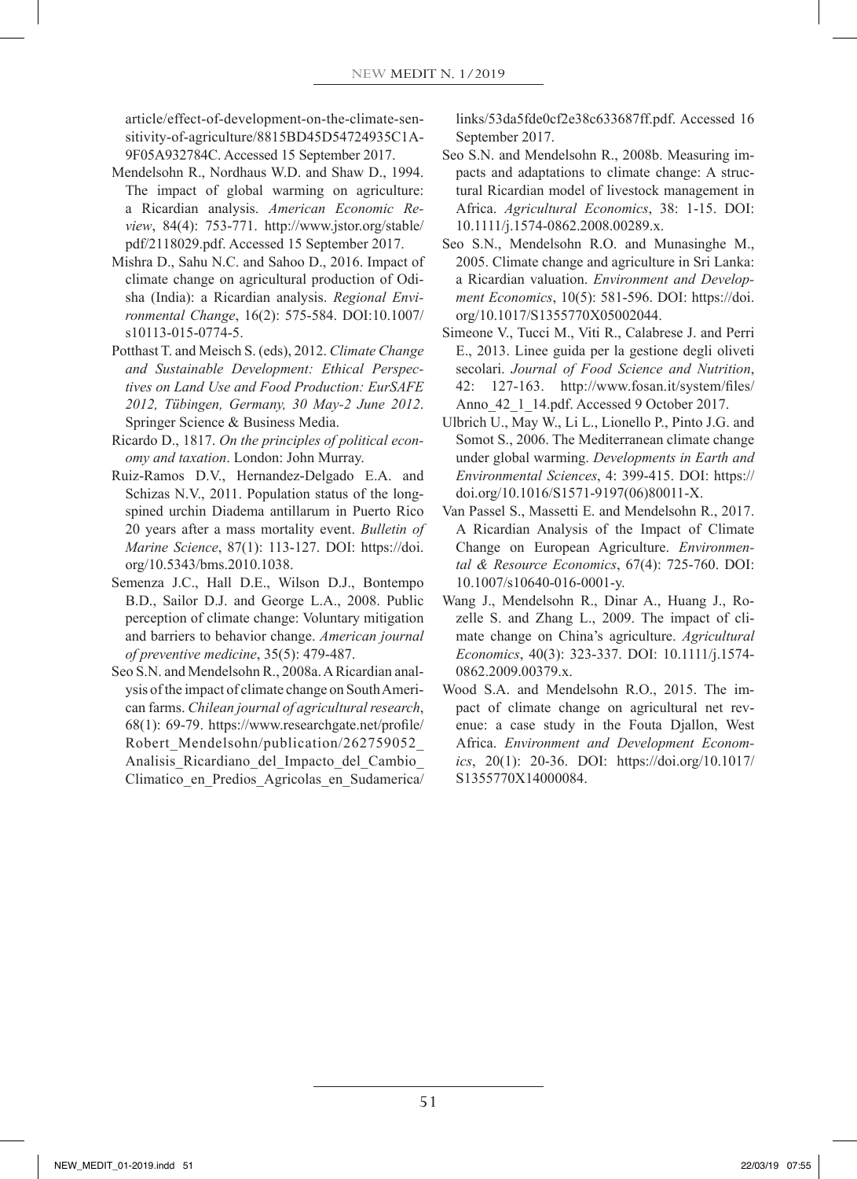article/effect-of-development-on-the-climate-sensitivity-of-agriculture/8815BD45D54724935C1A-9F05A932784C. Accessed 15 September 2017.

Mendelsohn R., Nordhaus W.D. and Shaw D., 1994. The impact of global warming on agriculture: a Ricardian analysis. *American Economic Review*, 84(4): 753-771. http://www.jstor.org/stable/pdf/2118029.pdf. Accessed 15 September 2017.

Mishra D., Sahu N.C. and Sahoo D., 2016. Impact of climate change on agricultural production of Odisha (India): a Ricardian analysis. *Regional Environmental Change*, 16(2): 575-584. DOI:10.1007/s10113-015-0774-5.

Potthast T. and Meisch S. (eds), 2012. *Climate Change and Sustainable Development: Ethical Perspectives on Land Use and Food Production: EurSAFE 2012, Tübingen, Germany, 30 May-2 June 2012*. Springer Science & Business Media.

Ricardo D., 1817. *On the principles of political economy and taxation*. London: John Murray.

Ruiz-Ramos D.V., Hernandez-Delgado E.A. and Schizas N.V., 2011. Population status of the long-spined urchin Diadema antillarum in Puerto Rico 20 years after a mass mortality event. *Bulletin of Marine Science*, 87(1): 113-127. DOI: https://doi.org/10.5343/bms.2010.1038.

Semenza J.C., Hall D.E., Wilson D.J., Bontempo B.D., Sailor D.J. and George L.A., 2008. Public perception of climate change: Voluntary mitigation and barriers to behavior change. *American journal of preventive medicine*, 35(5): 479-487.

Seo S.N. and Mendelsohn R., 2008a. A Ricardian analysis of the impact of climate change on South American farms. *Chilean journal of agricultural research*, 68(1): 69-79. https://www.researchgate.net/profile/Robert_Mendelsohn/publication/262759052_Analisis_Ricardiano_del_Impacto_del_Cambio_Climatico_en_Predios_Agricolas_en_Sudamerica/links/53da5fde0cf2e38c633687ff.pdf. Accessed 16 September 2017.

Seo S.N. and Mendelsohn R., 2008b. Measuring impacts and adaptations to climate change: A structural Ricardian model of livestock management in Africa. *Agricultural Economics*, 38: 1-15. DOI: 10.1111/j.1574-0862.2008.00289.x.

Seo S.N., Mendelsohn R.O. and Munasinghe M., 2005. Climate change and agriculture in Sri Lanka: a Ricardian valuation. *Environment and Development Economics*, 10(5): 581-596. DOI: https://doi.org/10.1017/S1355770X05002044.

Simeone V., Tucci M., Viti R., Calabrese J. and Perri E., 2013. Linee guida per la gestione degli oliveti secolari. *Journal of Food Science and Nutrition*, 42: 127-163. http://www.fosan.it/system/files/Anno_42_1_14.pdf. Accessed 9 October 2017.

Ulbrich U., May W., Li L., Lionello P., Pinto J.G. and Somot S., 2006. The Mediterranean climate change under global warming. *Developments in Earth and Environmental Sciences*, 4: 399-415. DOI: https://doi.org/10.1016/S1571-9197(06)80011-X.

Van Passel S., Massetti E. and Mendelsohn R., 2017. A Ricardian Analysis of the Impact of Climate Change on European Agriculture. *Environmental & Resource Economics*, 67(4): 725-760. DOI: 10.1007/s10640-016-0001-y.

Wang J., Mendelsohn R., Dinar A., Huang J., Rozelle S. and Zhang L., 2009. The impact of climate change on China's agriculture. *Agricultural Economics*, 40(3): 323-337. DOI: 10.1111/j.1574-0862.2009.00379.x.

Wood S.A. and Mendelsohn R.O., 2015. The impact of climate change on agricultural net revenue: a case study in the Fouta Djallon, West Africa. *Environment and Development Economics*, 20(1): 20-36. DOI: https://doi.org/10.1017/S1355770X14000084.